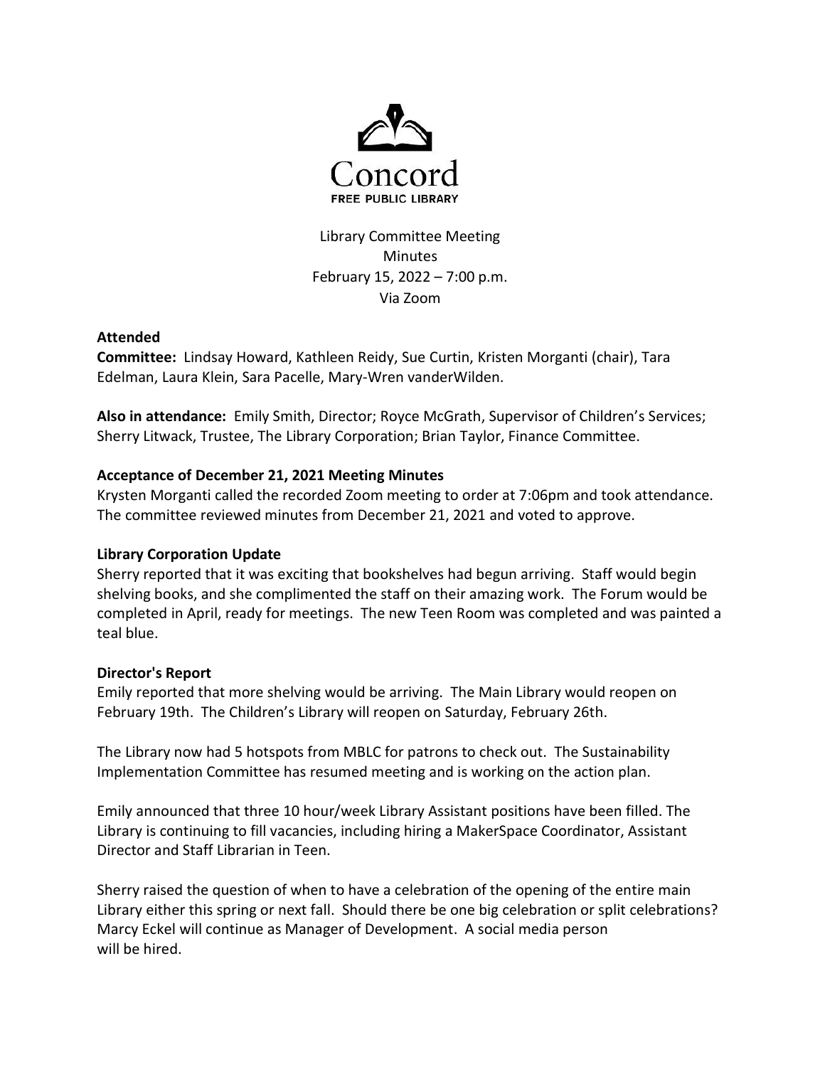Concord
FREE PUBLIC LIBRARY

Library Committee Meeting
Minutes
February 15, 2022 – 7:00 p.m.
Via Zoom

**Attended**

**Committee:** Lindsay Howard, Kathleen Reidy, Sue Curtin, Kristen Morganti (chair), Tara Edelman, Laura Klein, Sara Pacelle, Mary-Wren vanderWilden.

**Also in attendance:** Emily Smith, Director; Royce McGrath, Supervisor of Children's Services; Sherry Litwack, Trustee, The Library Corporation; Brian Taylor, Finance Committee.

**Acceptance of December 21, 2021 Meeting Minutes**

Krysten Morganti called the recorded Zoom meeting to order at 7:06pm and took attendance. The committee reviewed minutes from December 21, 2021 and voted to approve.

**Library Corporation Update**

Sherry reported that it was exciting that bookshelves had begun arriving. Staff would begin shelving books, and she complimented the staff on their amazing work. The Forum would be completed in April, ready for meetings. The new Teen Room was completed and was painted a teal blue.

**Director's Report**

Emily reported that more shelving would be arriving. The Main Library would reopen on February 19th. The Children's Library will reopen on Saturday, February 26th.

The Library now had 5 hotspots from MBLC for patrons to check out. The Sustainability Implementation Committee has resumed meeting and is working on the action plan.

Emily announced that three 10 hour/week Library Assistant positions have been filled. The Library is continuing to fill vacancies, including hiring a MakerSpace Coordinator, Assistant Director and Staff Librarian in Teen.

Sherry raised the question of when to have a celebration of the opening of the entire main Library either this spring or next fall. Should there be one big celebration or split celebrations? Marcy Eckel will continue as Manager of Development. A social media person will be hired.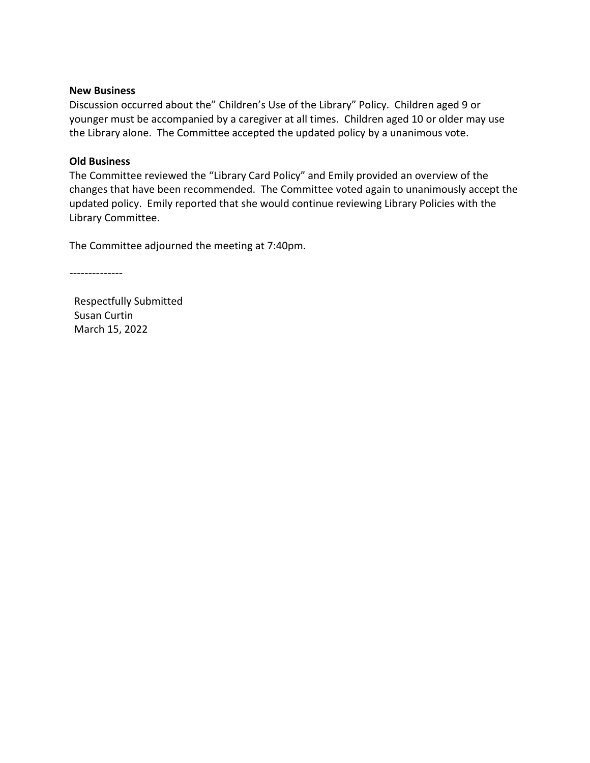**New Business**

Discussion occurred about the" Children's Use of the Library" Policy. Children aged 9 or younger must be accompanied by a caregiver at all times. Children aged 10 or older may use the Library alone. The Committee accepted the updated policy by a unanimous vote.

**Old Business**

The Committee reviewed the "Library Card Policy" and Emily provided an overview of the changes that have been recommended. The Committee voted again to unanimously accept the updated policy. Emily reported that she would continue reviewing Library Policies with the Library Committee.

The Committee adjourned the meeting at 7:40pm.

--------------

Respectfully Submitted
Susan Curtin
March 15, 2022